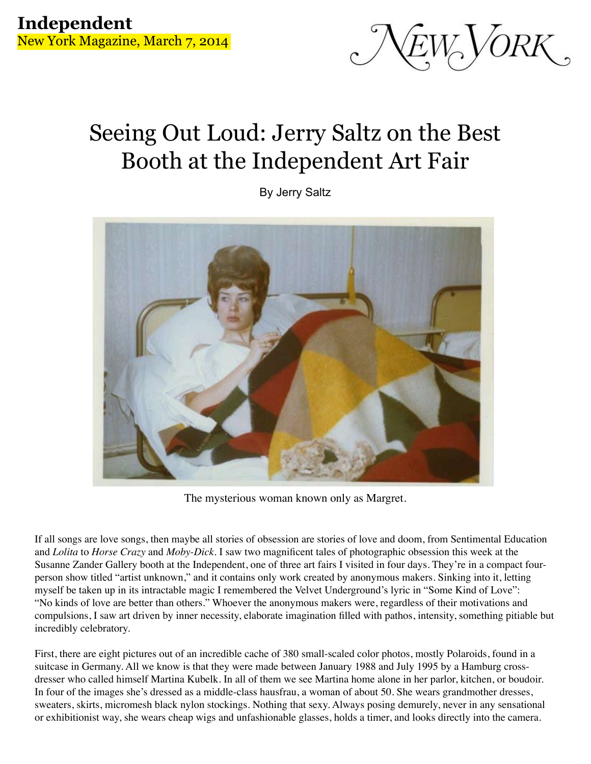**Independent**
New York Magazine, March 7, 2014

# Seeing Out Loud: Jerry Saltz on the Best Booth at the Independent Art Fair

By Jerry Saltz

The mysterious woman known only as Margret.

If all songs are love songs, then maybe all stories of obsession are stories of love and doom, from Sentimental Education and *Lolita* to *Horse Crazy* and *Moby-Dick*. I saw two magnificent tales of photographic obsession this week at the Susanne Zander Gallery booth at the Independent, one of three art fairs I visited in four days. They're in a compact four-person show titled "artist unknown," and it contains only work created by anonymous makers. Sinking into it, letting myself be taken up in its intractable magic I remembered the Velvet Underground's lyric in "Some Kind of Love": "No kinds of love are better than others." Whoever the anonymous makers were, regardless of their motivations and compulsions, I saw art driven by inner necessity, elaborate imagination filled with pathos, intensity, something pitiable but incredibly celebratory.

First, there are eight pictures out of an incredible cache of 380 small-scaled color photos, mostly Polaroids, found in a suitcase in Germany. All we know is that they were made between January 1988 and July 1995 by a Hamburg cross-dresser who called himself Martina Kubelk. In all of them we see Martina home alone in her parlor, kitchen, or boudoir. In four of the images she's dressed as a middle-class hausfrau, a woman of about 50. She wears grandmother dresses, sweaters, skirts, micromesh black nylon stockings. Nothing that sexy. Always posing demurely, never in any sensational or exhibitionist way, she wears cheap wigs and unfashionable glasses, holds a timer, and looks directly into the camera.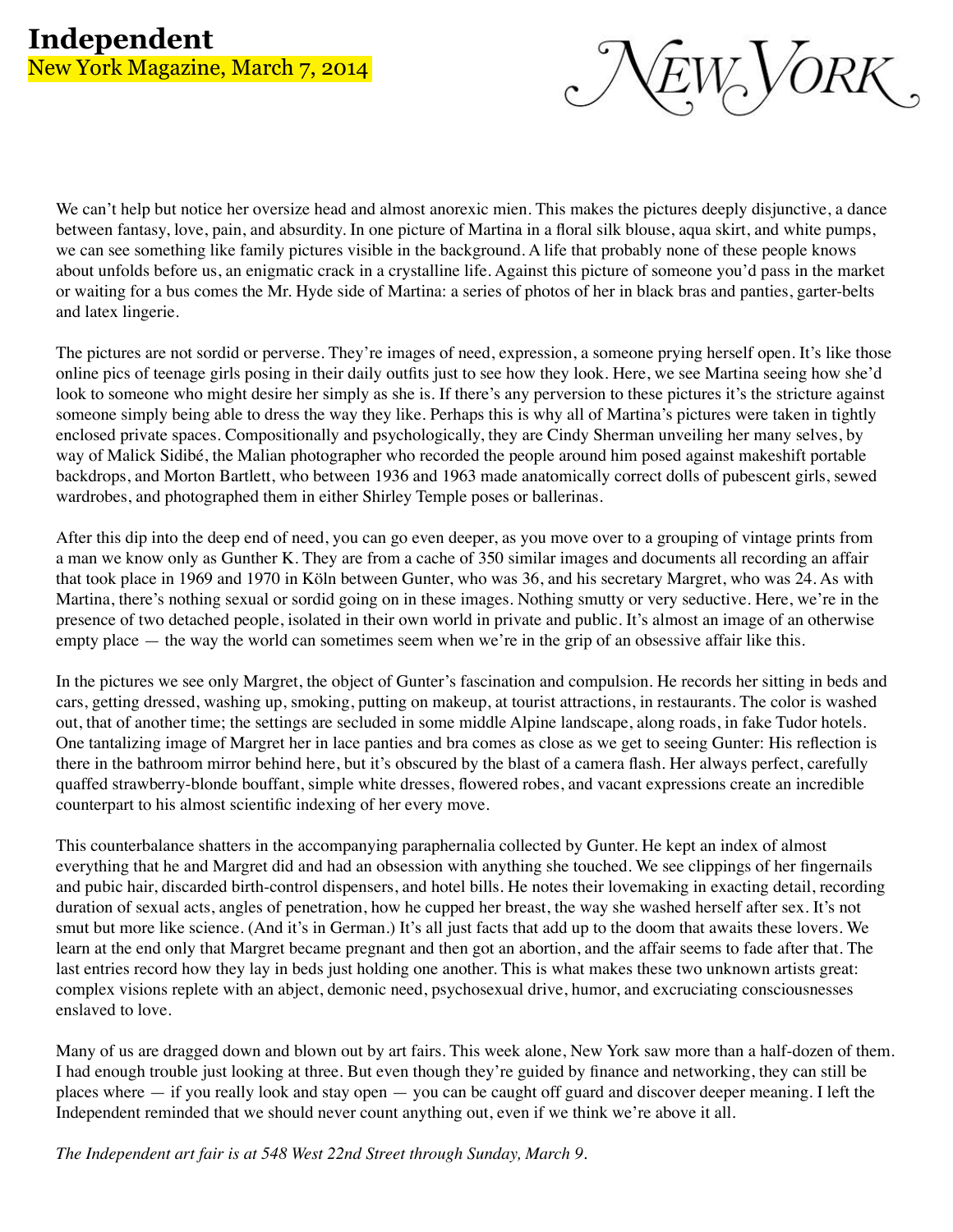# Independent

New York Magazine, March 7, 2014

We can't help but notice her oversize head and almost anorexic mien. This makes the pictures deeply disjunctive, a dance between fantasy, love, pain, and absurdity. In one picture of Martina in a floral silk blouse, aqua skirt, and white pumps, we can see something like family pictures visible in the background. A life that probably none of these people knows about unfolds before us, an enigmatic crack in a crystalline life. Against this picture of someone you'd pass in the market or waiting for a bus comes the Mr. Hyde side of Martina: a series of photos of her in black bras and panties, garter-belts and latex lingerie.

The pictures are not sordid or perverse. They're images of need, expression, a someone prying herself open. It's like those online pics of teenage girls posing in their daily outfits just to see how they look. Here, we see Martina seeing how she'd look to someone who might desire her simply as she is. If there's any perversion to these pictures it's the stricture against someone simply being able to dress the way they like. Perhaps this is why all of Martina's pictures were taken in tightly enclosed private spaces. Compositionally and psychologically, they are Cindy Sherman unveiling her many selves, by way of Malick Sidibé, the Malian photographer who recorded the people around him posed against makeshift portable backdrops, and Morton Bartlett, who between 1936 and 1963 made anatomically correct dolls of pubescent girls, sewed wardrobes, and photographed them in either Shirley Temple poses or ballerinas.

After this dip into the deep end of need, you can go even deeper, as you move over to a grouping of vintage prints from a man we know only as Gunther K. They are from a cache of 350 similar images and documents all recording an affair that took place in 1969 and 1970 in Köln between Gunter, who was 36, and his secretary Margret, who was 24. As with Martina, there's nothing sexual or sordid going on in these images. Nothing smutty or very seductive. Here, we're in the presence of two detached people, isolated in their own world in private and public. It's almost an image of an otherwise empty place — the way the world can sometimes seem when we're in the grip of an obsessive affair like this.

In the pictures we see only Margret, the object of Gunter's fascination and compulsion. He records her sitting in beds and cars, getting dressed, washing up, smoking, putting on makeup, at tourist attractions, in restaurants. The color is washed out, that of another time; the settings are secluded in some middle Alpine landscape, along roads, in fake Tudor hotels. One tantalizing image of Margret her in lace panties and bra comes as close as we get to seeing Gunter: His reflection is there in the bathroom mirror behind here, but it's obscured by the blast of a camera flash. Her always perfect, carefully quaffed strawberry-blonde bouffant, simple white dresses, flowered robes, and vacant expressions create an incredible counterpart to his almost scientific indexing of her every move.

This counterbalance shatters in the accompanying paraphernalia collected by Gunter. He kept an index of almost everything that he and Margret did and had an obsession with anything she touched. We see clippings of her fingernails and pubic hair, discarded birth-control dispensers, and hotel bills. He notes their lovemaking in exacting detail, recording duration of sexual acts, angles of penetration, how he cupped her breast, the way she washed herself after sex. It's not smut but more like science. (And it's in German.) It's all just facts that add up to the doom that awaits these lovers. We learn at the end only that Margret became pregnant and then got an abortion, and the affair seems to fade after that. The last entries record how they lay in beds just holding one another. This is what makes these two unknown artists great: complex visions replete with an abject, demonic need, psychosexual drive, humor, and excruciating consciousnesses enslaved to love.

Many of us are dragged down and blown out by art fairs. This week alone, New York saw more than a half-dozen of them. I had enough trouble just looking at three. But even though they're guided by finance and networking, they can still be places where — if you really look and stay open — you can be caught off guard and discover deeper meaning. I left the Independent reminded that we should never count anything out, even if we think we're above it all.

*The Independent art fair is at 548 West 22nd Street through Sunday, March 9.*